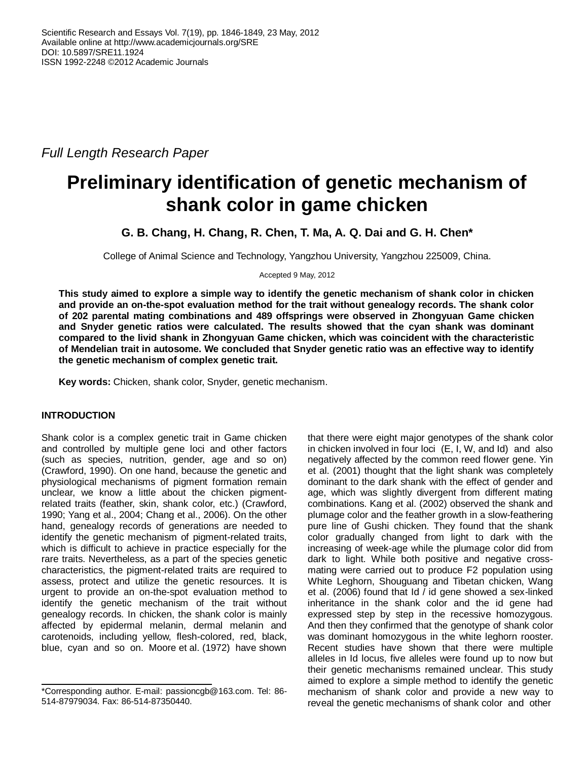Full Length Research Paper

# Preliminary identification of genetic mechanism of shank color in game chicken

**G. B. Chang, H. Chang, R. Chen, T. Ma, A. Q. Dai and G. H. Chen***

College of Animal Science and Technology, Yangzhou University, Yangzhou 225009, China.

Accepted 9 May, 2012

**This study aimed to explore a simple way to identify the genetic mechanism of shank color in chicken and provide an on-the-spot evaluation method for the trait without genealogy records. The shank color of 202 parental mating combinations and 489 offsprings were observed in Zhongyuan Game chicken and Snyder genetic ratios were calculated. The results showed that the cyan shank was dominant compared to the livid shank in Zhongyuan Game chicken, which was coincident with the characteristic of Mendelian trait in autosome. We concluded that Snyder genetic ratio was an effective way to identify the genetic mechanism of complex genetic trait.**

**Key words:** Chicken, shank color, Snyder, genetic mechanism.

## INTRODUCTION

Shank color is a complex genetic trait in Game chicken and controlled by multiple gene loci and other factors (such as species, nutrition, gender, age and so on) (Crawford, 1990). On one hand, because the genetic and physiological mechanisms of pigment formation remain unclear, we know a little about the chicken pigment-related traits (feather, skin, shank color, etc.) (Crawford, 1990; Yang et al., 2004; Chang et al., 2006). On the other hand, genealogy records of generations are needed to identify the genetic mechanism of pigment-related traits, which is difficult to achieve in practice especially for the rare traits. Nevertheless, as a part of the species genetic characteristics, the pigment-related traits are required to assess, protect and utilize the genetic resources. It is urgent to provide an on-the-spot evaluation method to identify the genetic mechanism of the trait without genealogy records. In chicken, the shank color is mainly affected by epidermal melanin, dermal melanin and carotenoids, including yellow, flesh-colored, red, black, blue, cyan and so on. Moore et al. (1972) have shown that there were eight major genotypes of the shank color in chicken involved in four loci (E, I, W, and Id) and also negatively affected by the common reed flower gene. Yin et al. (2001) thought that the light shank was completely dominant to the dark shank with the effect of gender and age, which was slightly divergent from different mating combinations. Kang et al. (2002) observed the shank and plumage color and the feather growth in a slow-feathering pure line of Gushi chicken. They found that the shank color gradually changed from light to dark with the increasing of week-age while the plumage color did from dark to light. While both positive and negative cross-mating were carried out to produce F2 population using White Leghorn, Shouguang and Tibetan chicken, Wang et al. (2006) found that Id / id gene showed a sex-linked inheritance in the shank color and the id gene had expressed step by step in the recessive homozygous. And then they confirmed that the genotype of shank color was dominant homozygous in the white leghorn rooster. Recent studies have shown that there were multiple alleles in Id locus, five alleles were found up to now but their genetic mechanisms remained unclear. This study aimed to explore a simple method to identify the genetic mechanism of shank color and provide a new way to reveal the genetic mechanisms of shank color and other

*Corresponding author. E-mail: passioncgb@163.com. Tel: 86-514-87979034. Fax: 86-514-87350440.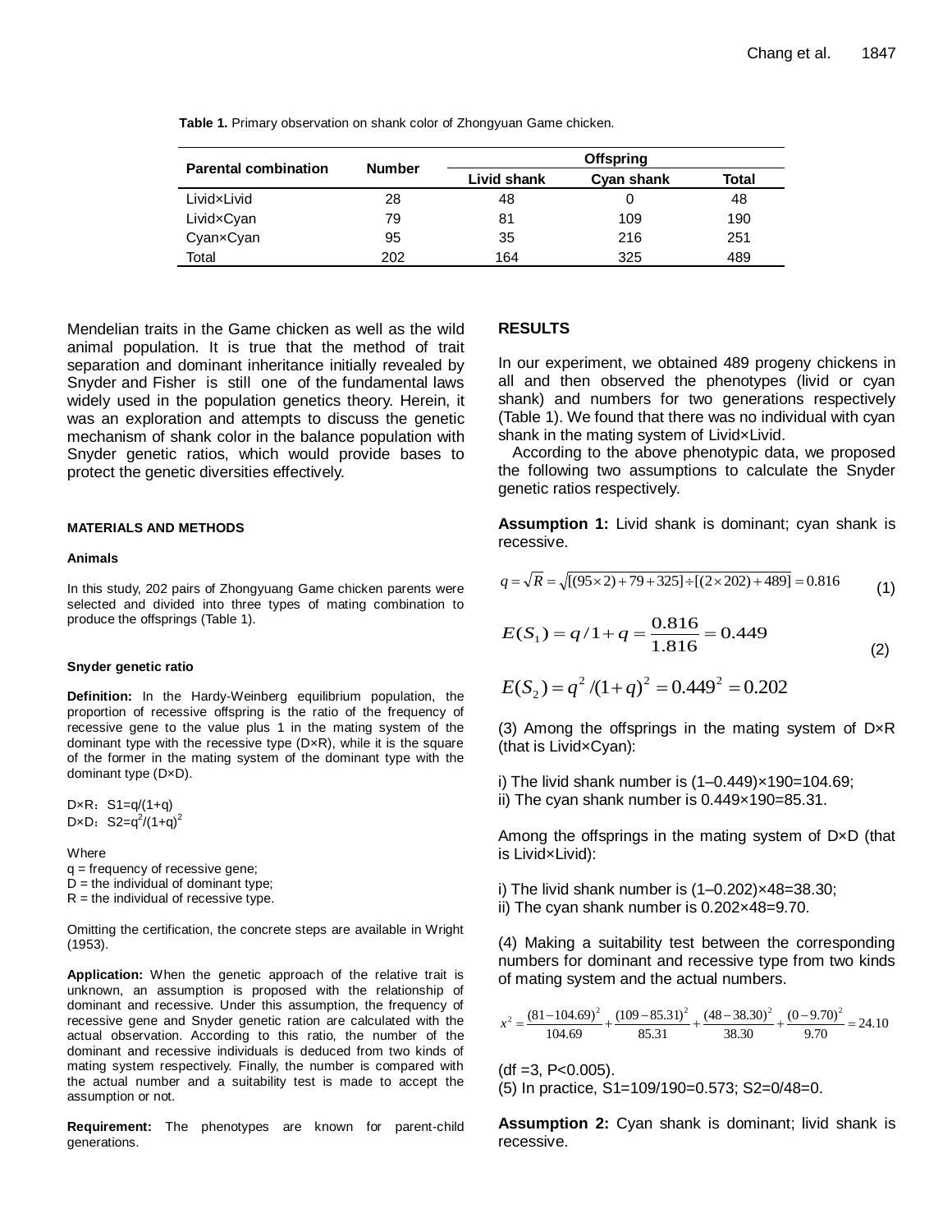**Table 1.** Primary observation on shank color of Zhongyuan Game chicken.

| Parental combination | Number | Offspring | | |
|---|---|---|---|---|
| | | Livid shank | Cyan shank | Total |
| Livid×Livid | 28 | 48 | 0 | 48 |
| Livid×Cyan | 79 | 81 | 109 | 190 |
| Cyan×Cyan | 95 | 35 | 216 | 251 |
| Total | 202 | 164 | 325 | 489 |

Mendelian traits in the Game chicken as well as the wild animal population. It is true that the method of trait separation and dominant inheritance initially revealed by Snyder and Fisher is still one of the fundamental laws widely used in the population genetics theory. Herein, it was an exploration and attempts to discuss the genetic mechanism of shank color in the balance population with Snyder genetic ratios, which would provide bases to protect the genetic diversities effectively.

## MATERIALS AND METHODS

### Animals

In this study, 202 pairs of Zhongyuang Game chicken parents were selected and divided into three types of mating combination to produce the offsprings (Table 1).

### Snyder genetic ratio

**Definition:** In the Hardy-Weinberg equilibrium population, the proportion of recessive offspring is the ratio of the frequency of recessive gene to the value plus 1 in the mating system of the dominant type with the recessive type (D×R), while it is the square of the former in the mating system of the dominant type with the dominant type (D×D).

D×R：$S1=q/(1+q)$
D×D：$S2=q^2/(1+q)^2$

Where
q = frequency of recessive gene;
D = the individual of dominant type;
R = the individual of recessive type.

Omitting the certification, the concrete steps are available in Wright (1953).

**Application:** When the genetic approach of the relative trait is unknown, an assumption is proposed with the relationship of dominant and recessive. Under this assumption, the frequency of recessive gene and Snyder genetic ration are calculated with the actual observation. According to this ratio, the number of the dominant and recessive individuals is deduced from two kinds of mating system respectively. Finally, the number is compared with the actual number and a suitability test is made to accept the assumption or not.

**Requirement:** The phenotypes are known for parent-child generations.

## RESULTS

In our experiment, we obtained 489 progeny chickens in all and then observed the phenotypes (livid or cyan shank) and numbers for two generations respectively (Table 1). We found that there was no individual with cyan shank in the mating system of Livid×Livid.

According to the above phenotypic data, we proposed the following two assumptions to calculate the Snyder genetic ratios respectively.

**Assumption 1:** Livid shank is dominant; cyan shank is recessive.

$$q = \sqrt{R} = \sqrt{[(95\times 2)+79+325]\div[(2\times 202)+489]} = 0.816 \quad (1)$$

$$E(S_1) = q/1+q = \frac{0.816}{1.816} = 0.449 \quad (2)$$

$$E(S_2) = q^2/(1+q)^2 = 0.449^2 = 0.202$$

(3) Among the offsprings in the mating system of D×R (that is Livid×Cyan):

i) The livid shank number is (1–0.449)×190=104.69;
ii) The cyan shank number is 0.449×190=85.31.

Among the offsprings in the mating system of D×D (that is Livid×Livid):

i) The livid shank number is (1–0.202)×48=38.30;
ii) The cyan shank number is 0.202×48=9.70.

(4) Making a suitability test between the corresponding numbers for dominant and recessive type from two kinds of mating system and the actual numbers.

$$x^2 = \frac{(81-104.69)^2}{104.69} + \frac{(109-85.31)^2}{85.31} + \frac{(48-38.30)^2}{38.30} + \frac{(0-9.70)^2}{9.70} = 24.10$$

(df =3, P<0.005).
(5) In practice, S1=109/190=0.573; S2=0/48=0.

**Assumption 2:** Cyan shank is dominant; livid shank is recessive.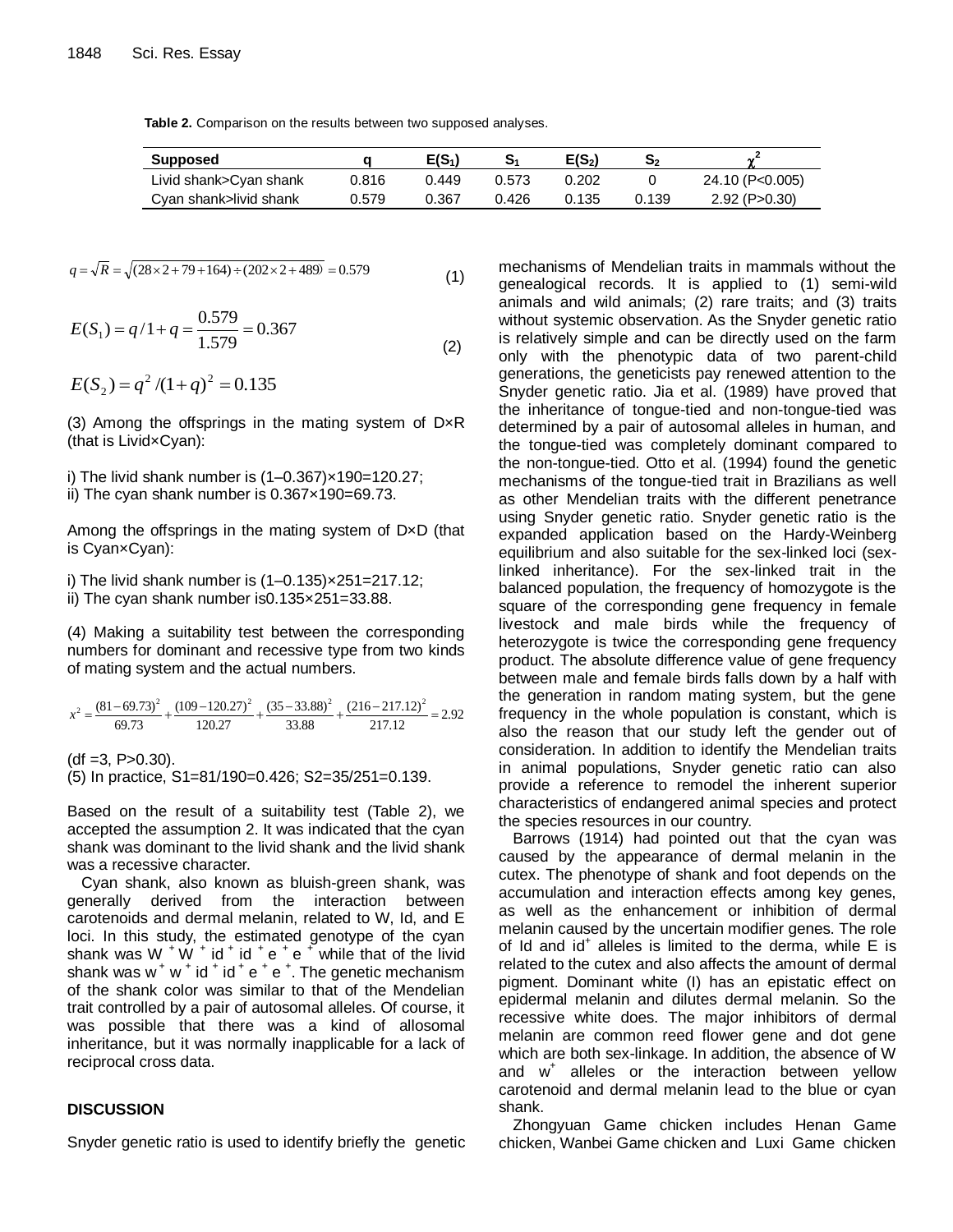**Table 2.** Comparison on the results between two supposed analyses.

| Supposed | q | $E(S_1)$ | $S_1$ | $E(S_2)$ | $S_2$ | $\chi^2$ |
|---|---|---|---|---|---|---|
| Livid shank>Cyan shank | 0.816 | 0.449 | 0.573 | 0.202 | 0 | 24.10 (P<0.005) |
| Cyan shank>livid shank | 0.579 | 0.367 | 0.426 | 0.135 | 0.139 | 2.92 (P>0.30) |

$$q = \sqrt{R} = \sqrt{(28\times2+79+164)\div(202\times2+489)} = 0.579 \tag{1}$$

$$E(S_1) = q/1+q = \frac{0.579}{1.579} = 0.367 \tag{2}$$

$$E(S_2) = q^2/(1+q)^2 = 0.135$$

(3) Among the offsprings in the mating system of D×R (that is Livid×Cyan):

i) The livid shank number is (1–0.367)×190=120.27;
ii) The cyan shank number is 0.367×190=69.73.

Among the offsprings in the mating system of D×D (that is Cyan×Cyan):

i) The livid shank number is (1–0.135)×251=217.12;
ii) The cyan shank number is0.135×251=33.88.

(4) Making a suitability test between the corresponding numbers for dominant and recessive type from two kinds of mating system and the actual numbers.

$$x^2 = \frac{(81-69.73)^2}{69.73} + \frac{(109-120.27)^2}{120.27} + \frac{(35-33.88)^2}{33.88} + \frac{(216-217.12)^2}{217.12} = 2.92$$

(df =3, P>0.30).
(5) In practice, S1=81/190=0.426; S2=35/251=0.139.

Based on the result of a suitability test (Table 2), we accepted the assumption 2. It was indicated that the cyan shank was dominant to the livid shank and the livid shank was a recessive character.

Cyan shank, also known as bluish-green shank, was generally derived from the interaction between carotenoids and dermal melanin, related to W, Id, and E loci. In this study, the estimated genotype of the cyan shank was $W^+W^+id^+id^+e^+e^+$ while that of the livid shank was $w^+w^+id^+id^+e^+e^+$. The genetic mechanism of the shank color was similar to that of the Mendelian trait controlled by a pair of autosomal alleles. Of course, it was possible that there was a kind of allosomal inheritance, but it was normally inapplicable for a lack of reciprocal cross data.

## DISCUSSION

Snyder genetic ratio is used to identify briefly the genetic mechanisms of Mendelian traits in mammals without the genealogical records. It is applied to (1) semi-wild animals and wild animals; (2) rare traits; and (3) traits without systemic observation. As the Snyder genetic ratio is relatively simple and can be directly used on the farm only with the phenotypic data of two parent-child generations, the geneticists pay renewed attention to the Snyder genetic ratio. Jia et al. (1989) have proved that the inheritance of tongue-tied and non-tongue-tied was determined by a pair of autosomal alleles in human, and the tongue-tied was completely dominant compared to the non-tongue-tied. Otto et al. (1994) found the genetic mechanisms of the tongue-tied trait in Brazilians as well as other Mendelian traits with the different penetrance using Snyder genetic ratio. Snyder genetic ratio is the expanded application based on the Hardy-Weinberg equilibrium and also suitable for the sex-linked loci (sex-linked inheritance). For the sex-linked trait in the balanced population, the frequency of homozygote is the square of the corresponding gene frequency in female livestock and male birds while the frequency of heterozygote is twice the corresponding gene frequency product. The absolute difference value of gene frequency between male and female birds falls down by a half with the generation in random mating system, but the gene frequency in the whole population is constant, which is also the reason that our study left the gender out of consideration. In addition to identify the Mendelian traits in animal populations, Snyder genetic ratio can also provide a reference to remodel the inherent superior characteristics of endangered animal species and protect the species resources in our country.

Barrows (1914) had pointed out that the cyan was caused by the appearance of dermal melanin in the cutex. The phenotype of shank and foot depends on the accumulation and interaction effects among key genes, as well as the enhancement or inhibition of dermal melanin caused by the uncertain modifier genes. The role of Id and $id^+$ alleles is limited to the derma, while E is related to the cutex and also affects the amount of dermal pigment. Dominant white (I) has an epistatic effect on epidermal melanin and dilutes dermal melanin. So the recessive white does. The major inhibitors of dermal melanin are common reed flower gene and dot gene which are both sex-linkage. In addition, the absence of W and $w^+$ alleles or the interaction between yellow carotenoid and dermal melanin lead to the blue or cyan shank.

Zhongyuan Game chicken includes Henan Game chicken, Wanbei Game chicken and Luxi Game chicken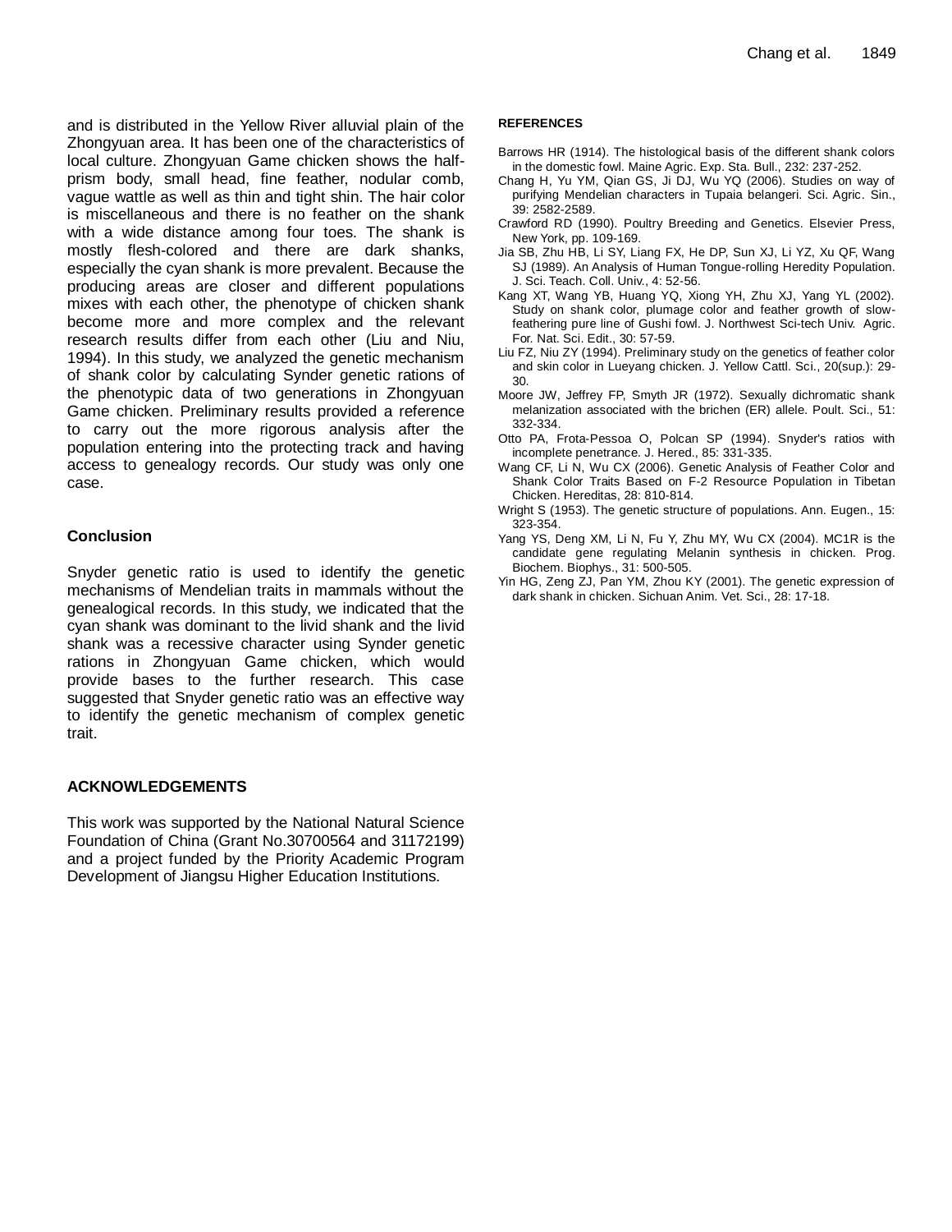and is distributed in the Yellow River alluvial plain of the Zhongyuan area. It has been one of the characteristics of local culture. Zhongyuan Game chicken shows the half-prism body, small head, fine feather, nodular comb, vague wattle as well as thin and tight shin. The hair color is miscellaneous and there is no feather on the shank with a wide distance among four toes. The shank is mostly flesh-colored and there are dark shanks, especially the cyan shank is more prevalent. Because the producing areas are closer and different populations mixes with each other, the phenotype of chicken shank become more and more complex and the relevant research results differ from each other (Liu and Niu, 1994). In this study, we analyzed the genetic mechanism of shank color by calculating Synder genetic rations of the phenotypic data of two generations in Zhongyuan Game chicken. Preliminary results provided a reference to carry out the more rigorous analysis after the population entering into the protecting track and having access to genealogy records. Our study was only one case.

## Conclusion

Snyder genetic ratio is used to identify the genetic mechanisms of Mendelian traits in mammals without the genealogical records. In this study, we indicated that the cyan shank was dominant to the livid shank and the livid shank was a recessive character using Synder genetic rations in Zhongyuan Game chicken, which would provide bases to the further research. This case suggested that Snyder genetic ratio was an effective way to identify the genetic mechanism of complex genetic trait.

## ACKNOWLEDGEMENTS

This work was supported by the National Natural Science Foundation of China (Grant No.30700564 and 31172199) and a project funded by the Priority Academic Program Development of Jiangsu Higher Education Institutions.

## REFERENCES

Barrows HR (1914). The histological basis of the different shank colors in the domestic fowl. Maine Agric. Exp. Sta. Bull., 232: 237-252.

Chang H, Yu YM, Qian GS, Ji DJ, Wu YQ (2006). Studies on way of purifying Mendelian characters in Tupaia belangeri. Sci. Agric. Sin., 39: 2582-2589.

Crawford RD (1990). Poultry Breeding and Genetics. Elsevier Press, New York, pp. 109-169.

Jia SB, Zhu HB, Li SY, Liang FX, He DP, Sun XJ, Li YZ, Xu QF, Wang SJ (1989). An Analysis of Human Tongue-rolling Heredity Population. J. Sci. Teach. Coll. Univ., 4: 52-56.

Kang XT, Wang YB, Huang YQ, Xiong YH, Zhu XJ, Yang YL (2002). Study on shank color, plumage color and feather growth of slow-feathering pure line of Gushi fowl. J. Northwest Sci-tech Univ. Agric. For. Nat. Sci. Edit., 30: 57-59.

Liu FZ, Niu ZY (1994). Preliminary study on the genetics of feather color and skin color in Lueyang chicken. J. Yellow Cattl. Sci., 20(sup.): 29-30.

Moore JW, Jeffrey FP, Smyth JR (1972). Sexually dichromatic shank melanization associated with the brichen (ER) allele. Poult. Sci., 51: 332-334.

Otto PA, Frota-Pessoa O, Polcan SP (1994). Snyder's ratios with incomplete penetrance. J. Hered., 85: 331-335.

Wang CF, Li N, Wu CX (2006). Genetic Analysis of Feather Color and Shank Color Traits Based on F-2 Resource Population in Tibetan Chicken. Hereditas, 28: 810-814.

Wright S (1953). The genetic structure of populations. Ann. Eugen., 15: 323-354.

Yang YS, Deng XM, Li N, Fu Y, Zhu MY, Wu CX (2004). MC1R is the candidate gene regulating Melanin synthesis in chicken. Prog. Biochem. Biophys., 31: 500-505.

Yin HG, Zeng ZJ, Pan YM, Zhou KY (2001). The genetic expression of dark shank in chicken. Sichuan Anim. Vet. Sci., 28: 17-18.